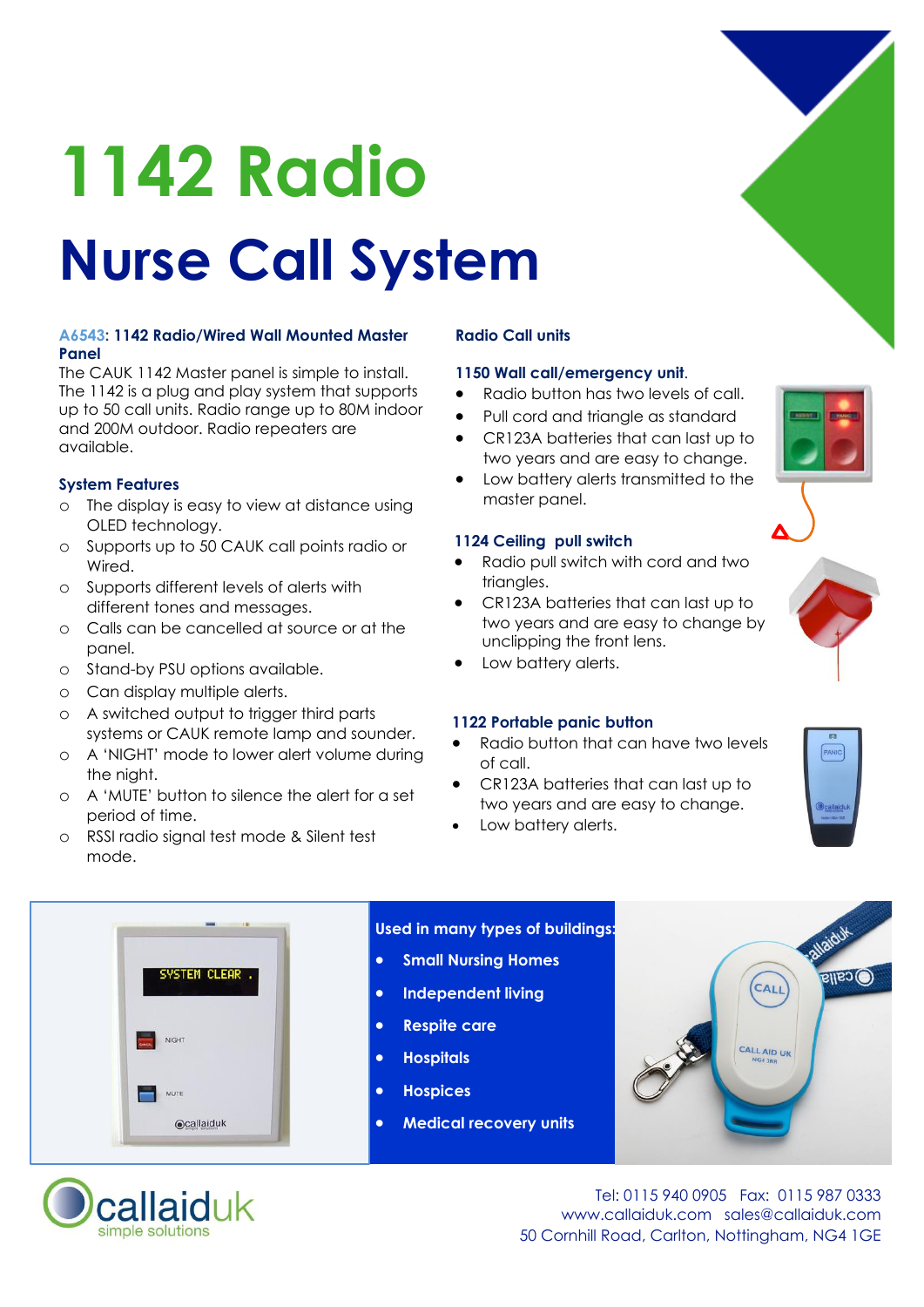# 1142 Radio

# Nurse Call System

### A6543: 1142 Radio/Wired Wall Mounted Master Panel

The CAUK 1142 Master panel is simple to install. The 1142 is a plug and play system that supports up to 50 call units. Radio range up to 80M indoor and 200M outdoor. Radio repeaters are available.

### System Features

- The display is easy to view at distance using OLED technology.
- Supports up to 50 CAUK call points radio or Wired.
- Supports different levels of alerts with different tones and messages.
- Calls can be cancelled at source or at the panel.
- Stand-by PSU options available.
- Can display multiple alerts.
- A switched output to trigger third parts systems or CAUK remote lamp and sounder.
- A 'NIGHT' mode to lower alert volume during the night.
- A 'MUTE' button to silence the alert for a set period of time.
- RSSI radio signal test mode & Silent test mode.

### Radio Call units

**1150 Wall call/emergency unit.**

- Radio button has two levels of call.
- Pull cord and triangle as standard
- CR123A batteries that can last up to two years and are easy to change.
- Low battery alerts transmitted to the master panel.

**1124 Ceiling pull switch**

- Radio pull switch with cord and two triangles.
- CR123A batteries that can last up to two years and are easy to change by unclipping the front lens.
- Low battery alerts.

**1122 Portable panic button**

- Radio button that can have two levels of call.
- CR123A batteries that can last up to two years and are easy to change.
- Low battery alerts.

### Used in many types of buildings:

- **Small Nursing Homes**
- **Independent living**
- **Respite care**
- **Hospitals**
- **Hospices**
- **Medical recovery units**

callaiduk
simple solutions

Tel: 0115 940 0905 Fax: 0115 987 0333
www.callaiduk.com sales@callaiduk.com
50 Cornhill Road, Carlton, Nottingham, NG4 1GE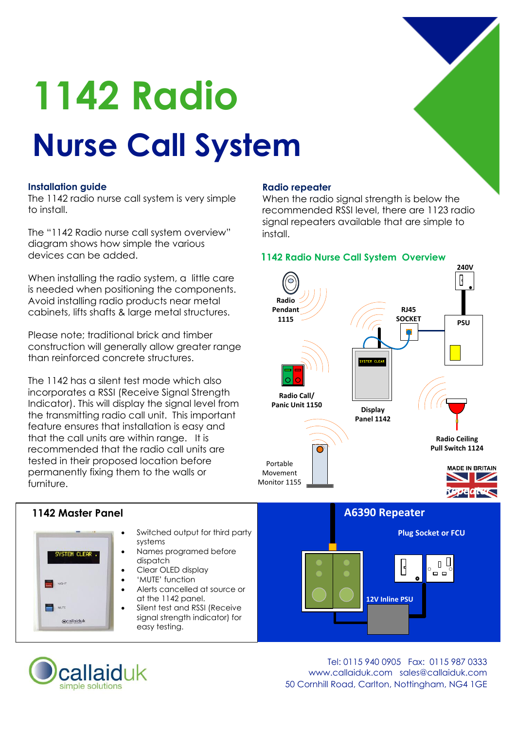# 1142 Radio

# Nurse Call System

### Installation guide

The 1142 radio nurse call system is very simple to install.

The "1142 Radio nurse call system overview" diagram shows how simple the various devices can be added.

When installing the radio system, a little care is needed when positioning the components. Avoid installing radio products near metal cabinets, lifts shafts & large metal structures.

Please note; traditional brick and timber construction will generally allow greater range than reinforced concrete structures.

The 1142 has a silent test mode which also incorporates a RSSI (Receive Signal Strength Indicator). This will display the signal level from the transmitting radio call unit. This important feature ensures that installation is easy and that the call units are within range. It is recommended that the radio call units are tested in their proposed location before permanently fixing them to the walls or furniture.

### Radio repeater

When the radio signal strength is below the recommended RSSI level, there are 1123 radio signal repeaters available that are simple to install.

### 1142 Radio Nurse Call System Overview

240V

Radio Pendant 1115

RJ45 SOCKET

PSU

SYSTEM CLEAR

Radio Call/ Panic Unit 1150

Display Panel 1142

Radio Ceiling Pull Switch 1124

Portable Movement Monitor 1155

MADE IN BRITAIN

### 1142 Master Panel

- Switched output for third party systems
- Names programed before dispatch
- Clear OLED display
- 'MUTE' function
- Alerts cancelled at source or at the 1142 panel.
- Silent test and RSSI (Receive signal strength indicator) for easy testing.

### A6390 Repeater

Plug Socket or FCU

12V Inline PSU

callaiduk simple solutions

Tel: 0115 940 0905 Fax: 0115 987 0333
www.callaiduk.com sales@callaiduk.com
50 Cornhill Road, Carlton, Nottingham, NG4 1GE